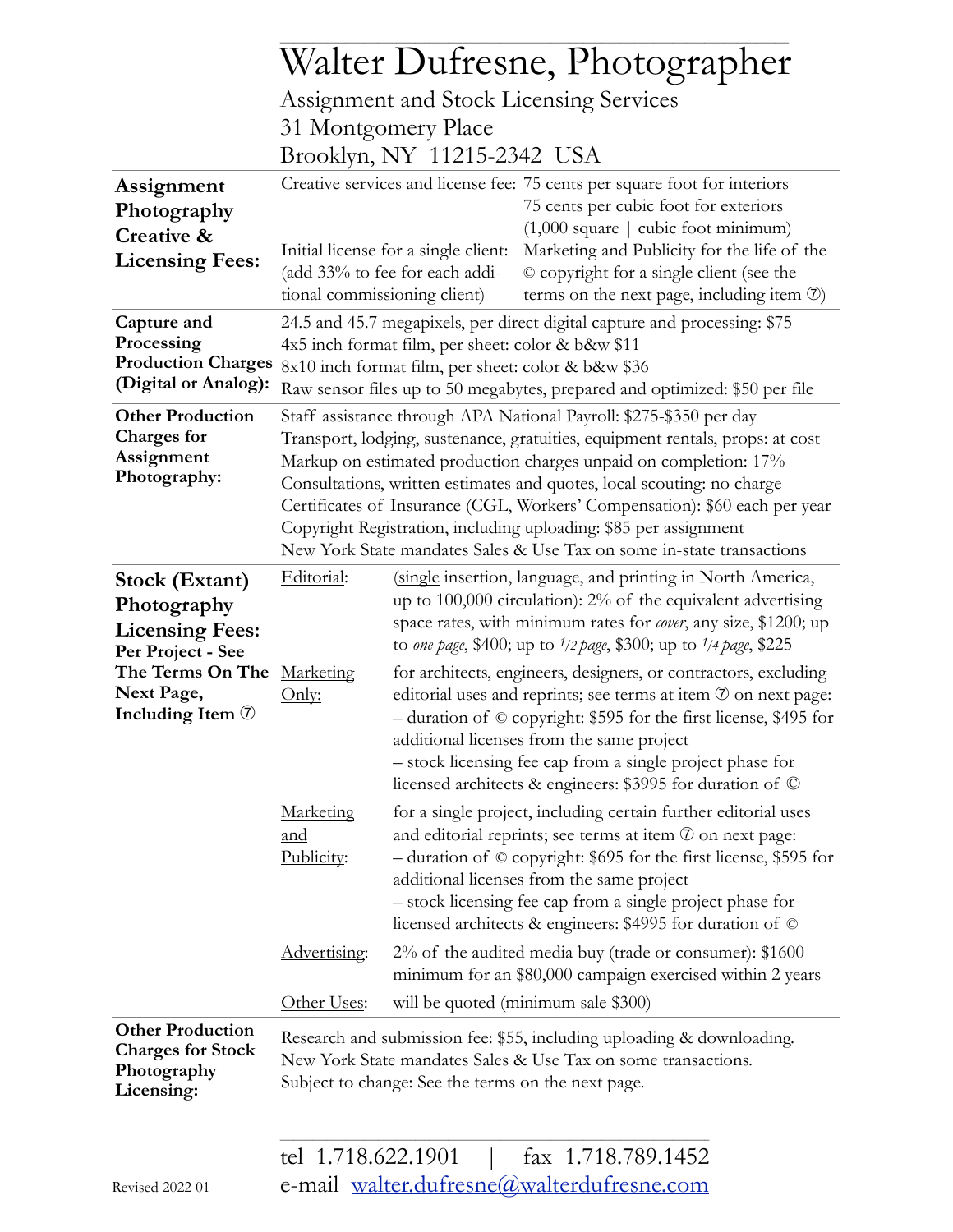# Walter Dufresne, Photographer

Assignment and Stock Licensing Services
31 Montgomery Place
Brooklyn, NY 11215-2342 USA

## Assignment Photography Creative & Licensing Fees:

Creative services and license fee: 75 cents per square foot for interiors
75 cents per cubic foot for exteriors
(1,000 square | cubic foot minimum)

Initial license for a single client: (add 33% to fee for each additional commissioning client): Marketing and Publicity for the life of the © copyright for a single client (see the terms on the next page, including item ⑦)

## Capture and Processing Production Charges (Digital or Analog):

24.5 and 45.7 megapixels, per direct digital capture and processing: $75
4x5 inch format film, per sheet: color & b&w $11
8x10 inch format film, per sheet: color & b&w $36
Raw sensor files up to 50 megabytes, prepared and optimized: $50 per file

## Other Production Charges for Assignment Photography:

Staff assistance through APA National Payroll: $275-$350 per day
Transport, lodging, sustenance, gratuities, equipment rentals, props: at cost
Markup on estimated production charges unpaid on completion: 17%
Consultations, written estimates and quotes, local scouting: no charge
Certificates of Insurance (CGL, Workers' Compensation): $60 each per year
Copyright Registration, including uploading: $85 per assignment
New York State mandates Sales & Use Tax on some in-state transactions

## Stock (Extant) Photography Licensing Fees: Per Project - See The Terms On The Next Page, Including Item ⑦

Editorial: (single insertion, language, and printing in North America, up to 100,000 circulation): 2% of the equivalent advertising space rates, with minimum rates for *cover*, any size, $1200; up to *one page*, $400; up to *1/2 page*, $300; up to *1/4 page*, $225

Marketing Only: for architects, engineers, designers, or contractors, excluding editorial uses and reprints; see terms at item ⑦ on next page:
– duration of © copyright: $595 for the first license, $495 for additional licenses from the same project
– stock licensing fee cap from a single project phase for licensed architects & engineers: $3995 for duration of ©

Marketing and Publicity: for a single project, including certain further editorial uses and editorial reprints; see terms at item ⑦ on next page:
– duration of © copyright: $695 for the first license, $595 for additional licenses from the same project
– stock licensing fee cap from a single project phase for licensed architects & engineers: $4995 for duration of ©

Advertising: 2% of the audited media buy (trade or consumer): $1600 minimum for an $80,000 campaign exercised within 2 years

Other Uses: will be quoted (minimum sale $300)

## Other Production Charges for Stock Photography Licensing:

Research and submission fee: $55, including uploading & downloading.
New York State mandates Sales & Use Tax on some transactions.
Subject to change: See the terms on the next page.

tel 1.718.622.1901 | fax 1.718.789.1452
e-mail walter.dufresne@walterdufresne.com

Revised 2022 01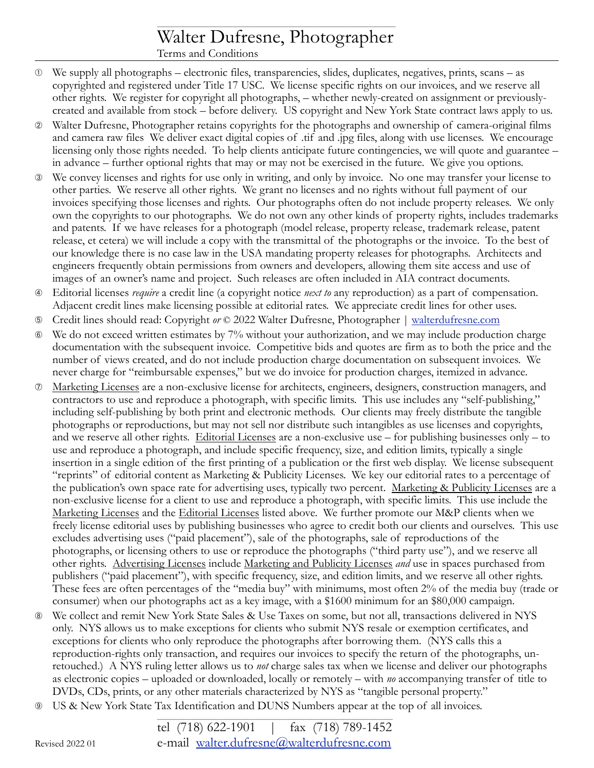# Walter Dufresne, Photographer

Terms and Conditions

① We supply all photographs – electronic files, transparencies, slides, duplicates, negatives, prints, scans – as copyrighted and registered under Title 17 USC. We license specific rights on our invoices, and we reserve all other rights. We register for copyright all photographs, – whether newly-created on assignment or previously-created and available from stock – before delivery. US copyright and New York State contract laws apply to us.

② Walter Dufresne, Photographer retains copyrights for the photographs and ownership of camera-original films and camera raw files We deliver exact digital copies of .tif and .jpg files, along with use licenses. We encourage licensing only those rights needed. To help clients anticipate future contingencies, we will quote and guarantee – in advance – further optional rights that may or may not be exercised in the future. We give you options.

③ We convey licenses and rights for use only in writing, and only by invoice. No one may transfer your license to other parties. We reserve all other rights. We grant no licenses and no rights without full payment of our invoices specifying those licenses and rights. Our photographs often do not include property releases. We only own the copyrights to our photographs. We do not own any other kinds of property rights, includes trademarks and patents. If we have releases for a photograph (model release, property release, trademark release, patent release, et cetera) we will include a copy with the transmittal of the photographs or the invoice. To the best of our knowledge there is no case law in the USA mandating property releases for photographs. Architects and engineers frequently obtain permissions from owners and developers, allowing them site access and use of images of an owner's name and project. Such releases are often included in AIA contract documents.

④ Editorial licenses *require* a credit line (a copyright notice *next to* any reproduction) as a part of compensation. Adjacent credit lines make licensing possible at editorial rates. We appreciate credit lines for other uses.

⑤ Credit lines should read: Copyright *or* © 2022 Walter Dufresne, Photographer | walterdufresne.com

⑥ We do not exceed written estimates by 7% without your authorization, and we may include production charge documentation with the subsequent invoice. Competitive bids and quotes are firm as to both the price and the number of views created, and do not include production charge documentation on subsequent invoices. We never charge for "reimbursable expenses," but we do invoice for production charges, itemized in advance.

⑦ Marketing Licenses are a non-exclusive license for architects, engineers, designers, construction managers, and contractors to use and reproduce a photograph, with specific limits. This use includes any "self-publishing," including self-publishing by both print and electronic methods. Our clients may freely distribute the tangible photographs or reproductions, but may not sell nor distribute such intangibles as use licenses and copyrights, and we reserve all other rights. Editorial Licenses are a non-exclusive use – for publishing businesses only – to use and reproduce a photograph, and include specific frequency, size, and edition limits, typically a single insertion in a single edition of the first printing of a publication or the first web display. We license subsequent "reprints" of editorial content as Marketing & Publicity Licenses. We key our editorial rates to a percentage of the publication's own space rate for advertising uses, typically two percent. Marketing & Publicity Licenses are a non-exclusive license for a client to use and reproduce a photograph, with specific limits. This use include the Marketing Licenses and the Editorial Licenses listed above. We further promote our M&P clients when we freely license editorial uses by publishing businesses who agree to credit both our clients and ourselves. This use excludes advertising uses ("paid placement"), sale of the photographs, sale of reproductions of the photographs, or licensing others to use or reproduce the photographs ("third party use"), and we reserve all other rights. Advertising Licenses include Marketing and Publicity Licenses *and* use in spaces purchased from publishers ("paid placement"), with specific frequency, size, and edition limits, and we reserve all other rights. These fees are often percentages of the "media buy" with minimums, most often 2% of the media buy (trade or consumer) when our photographs act as a key image, with a $1600 minimum for an $80,000 campaign.

⑧ We collect and remit New York State Sales & Use Taxes on some, but not all, transactions delivered in NYS only. NYS allows us to make exceptions for clients who submit NYS resale or exemption certificates, and exceptions for clients who only reproduce the photographs after borrowing them. (NYS calls this a reproduction-rights only transaction, and requires our invoices to specify the return of the photographs, un-retouched.) A NYS ruling letter allows us to *not* charge sales tax when we license and deliver our photographs as electronic copies – uploaded or downloaded, locally or remotely – with *no* accompanying transfer of title to DVDs, CDs, prints, or any other materials characterized by NYS as "tangible personal property."

⑨ US & New York State Tax Identification and DUNS Numbers appear at the top of all invoices.

tel (718) 622-1901 | fax (718) 789-1452

e-mail walter.dufresne@walterdufresne.com

Revised 2022 01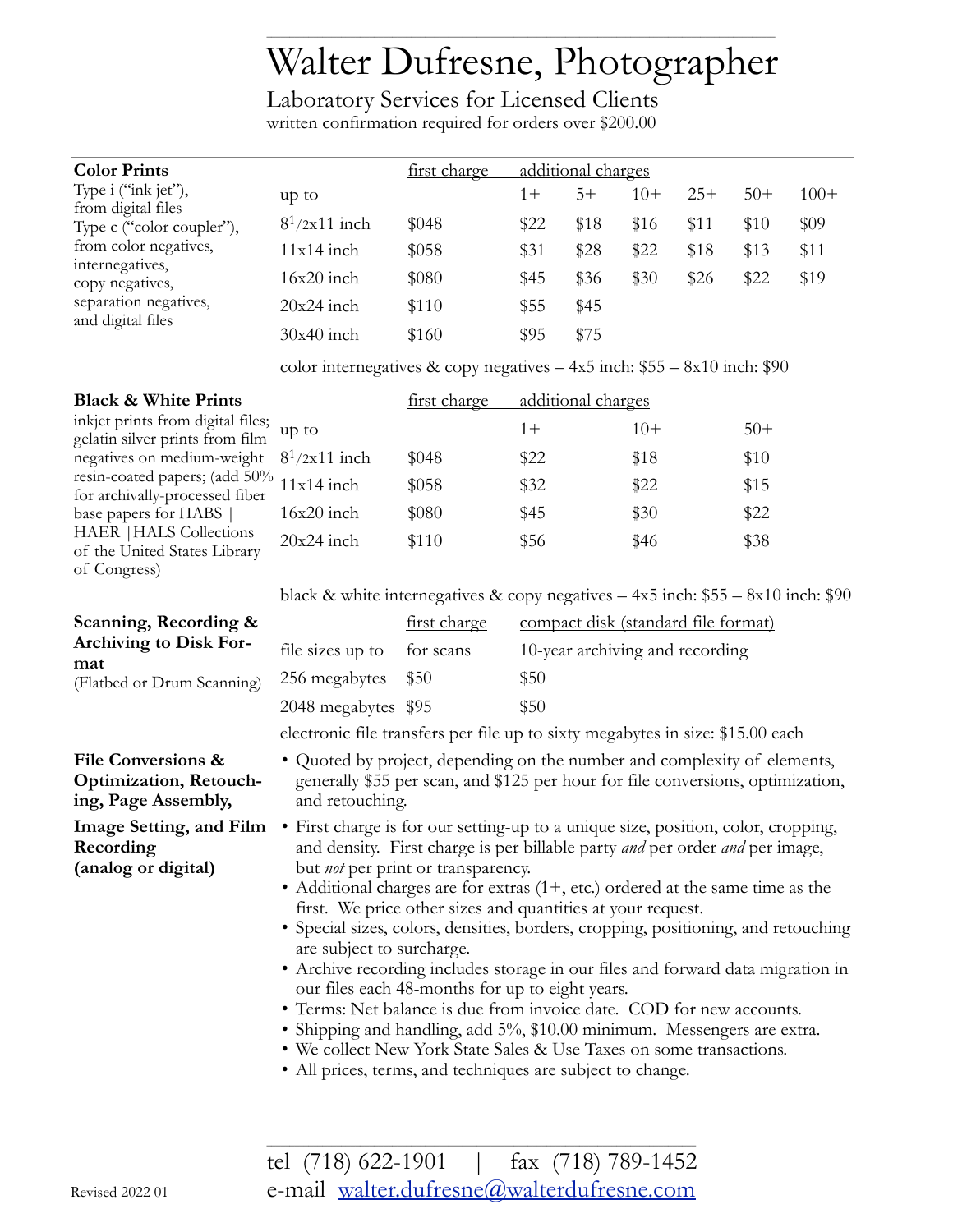# Walter Dufresne, Photographer

## Laboratory Services for Licensed Clients

written confirmation required for orders over $200.00

**Color Prints**

Type i (“ink jet”), from digital files
Type c (“color coupler”), from color negatives, internegatives, copy negatives, separation negatives, and digital files

| up to | first charge | additional charges 1+ | 5+ | 10+ | 25+ | 50+ | 100+ |
|---|---|---|---|---|---|---|---|
| $8^1/_2$x11 inch | $048 | $22 | $18 | $16 | $11 | $10 | $09 |
| 11x14 inch | $058 | $31 | $28 | $22 | $18 | $13 | $11 |
| 16x20 inch | $080 | $45 | $36 | $30 | $26 | $22 | $19 |
| 20x24 inch | $110 | $55 | $45 | | | | |
| 30x40 inch | $160 | $95 | $75 | | | | |

color internegatives & copy negatives – 4x5 inch: $55 – 8x10 inch: $90

**Black & White Prints**

inkjet prints from digital files; gelatin silver prints from film negatives on medium-weight resin-coated papers; (add 50% for archivally-processed fiber base papers for HABS | HAER | HALS Collections of the United States Library of Congress)

| up to | first charge | additional charges 1+ | 10+ | 50+ |
|---|---|---|---|---|
| $8^1/_2$x11 inch | $048 | $22 | $18 | $10 |
| 11x14 inch | $058 | $32 | $22 | $15 |
| 16x20 inch | $080 | $45 | $30 | $22 |
| 20x24 inch | $110 | $56 | $46 | $38 |

black & white internegatives & copy negatives – 4x5 inch: $55 – 8x10 inch: $90

**Scanning, Recording & Archiving to Disk Format**
(Flatbed or Drum Scanning)

| file sizes up to | first charge for scans | compact disk (standard file format) 10-year archiving and recording |
|---|---|---|
| 256 megabytes | $50 | $50 |
| 2048 megabytes | $95 | $50 |

electronic file transfers per file up to sixty megabytes in size: $15.00 each

**File Conversions & Optimization, Retouching, Page Assembly,**

- Quoted by project, depending on the number and complexity of elements, generally $55 per scan, and $125 per hour for file conversions, optimization, and retouching.

**Image Setting, and Film Recording (analog or digital)**

- First charge is for our setting-up to a unique size, position, color, cropping, and density. First charge is per billable party *and* per order *and* per image, but *not* per print or transparency.
- Additional charges are for extras (1+, etc.) ordered at the same time as the first. We price other sizes and quantities at your request.
- Special sizes, colors, densities, borders, cropping, positioning, and retouching are subject to surcharge.
- Archive recording includes storage in our files and forward data migration in our files each 48-months for up to eight years.
- Terms: Net balance is due from invoice date. COD for new accounts.
- Shipping and handling, add 5%, $10.00 minimum. Messengers are extra.
- We collect New York State Sales & Use Taxes on some transactions.
- All prices, terms, and techniques are subject to change.

tel (718) 622-1901 | fax (718) 789-1452
e-mail walter.dufresne@walterdufresne.com

Revised 2022 01